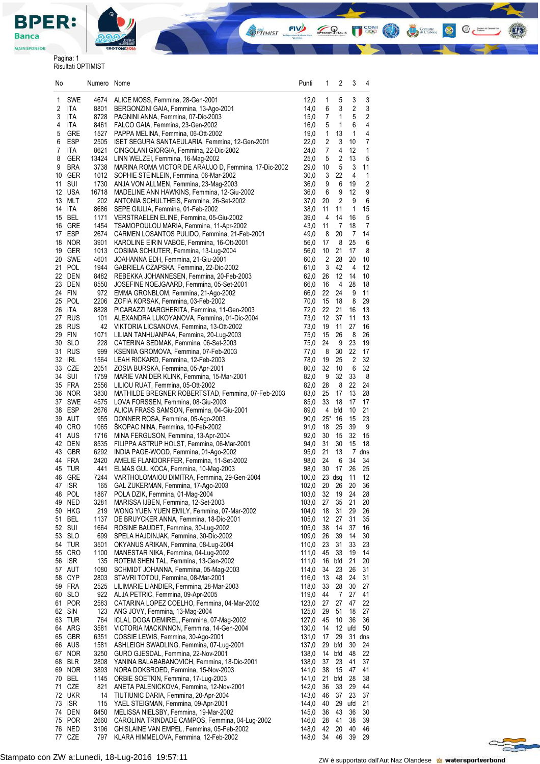Pagina: 1

Risultati OPTIMIST

| No | | Numero | Nome | Punti | 1 | 2 | 3 | 4 |
|---|---|---|---|---|---|---|---|---|
| 1 | SWE | 4674 | ALICE MOSS, Femmina, 28-Gen-2001 | 12,0 | 1 | 5 | 3 | 3 |
| 2 | ITA | 8801 | BERGONZINI GAIA, Femmina, 13-Ago-2001 | 14,0 | 6 | 3 | 2 | 3 |
| 3 | ITA | 8728 | PAGNINI ANNA, Femmina, 07-Dic-2003 | 15,0 | 7 | 1 | 5 | 2 |
| 4 | ITA | 8461 | FALCO GAIA, Femmina, 23-Gen-2002 | 16,0 | 5 | 1 | 6 | 4 |
| 5 | GRE | 1527 | PAPPA MELINA, Femmina, 06-Ott-2002 | 19,0 | 1 | 13 | 1 | 4 |
| 6 | ESP | 2505 | ISET SEGURA SANTAEULARIA, Femmina, 12-Gen-2001 | 22,0 | 2 | 3 | 10 | 7 |
| 7 | ITA | 8621 | CINGOLANI GIORGIA, Femmina, 22-Dic-2002 | 24,0 | 7 | 4 | 12 | 1 |
| 8 | GER | 13424 | LINN WELZEI, Femmina, 16-Mag-2002 | 25,0 | 5 | 2 | 13 | 5 |
| 9 | BRA | 3738 | MARINA ROMA VICTOR DE ARAUJO D, Femmina, 17-Dic-2002 | 29,0 | 10 | 5 | 3 | 11 |
| 10 | GER | 1012 | SOPHIE STEINLEIN, Femmina, 06-Mar-2002 | 30,0 | 3 | 22 | 4 | 1 |
| 11 | SUI | 1730 | ANJA VON ALLMEN, Femmina, 23-Mag-2003 | 36,0 | 9 | 6 | 19 | 2 |
| 12 | USA | 16718 | MADELINE ANN HAWKINS, Femmina, 12-Giu-2002 | 36,0 | 6 | 9 | 12 | 9 |
| 13 | MLT | 202 | ANTONIA SCHULTHEIS, Femmina, 26-Set-2002 | 37,0 | 20 | 2 | 9 | 6 |
| 14 | ITA | 8686 | SEPE GIULIA, Femmina, 01-Feb-2002 | 38,0 | 11 | 11 | 1 | 15 |
| 15 | BEL | 1171 | VERSTRAELEN ELINE, Femmina, 05-Giu-2002 | 39,0 | 4 | 14 | 16 | 5 |
| 16 | GRE | 1454 | TSAMOPOULOU MARIA, Femmina, 11-Apr-2002 | 43,0 | 11 | 7 | 18 | 7 |
| 17 | ESP | 2674 | CARMEN LOSANTOS PULIDO, Femmina, 21-Feb-2001 | 49,0 | 8 | 20 | 7 | 14 |
| 18 | NOR | 3901 | KAROLINE EIRIN VABOE, Femmina, 16-Ott-2001 | 56,0 | 17 | 8 | 25 | 6 |
| 19 | GER | 1013 | COSIMA SCHIUTER, Femmina, 13-Lug-2004 | 56,0 | 10 | 21 | 17 | 8 |
| 20 | SWE | 4601 | JOAHANNA EDH, Femmina, 21-Giu-2001 | 60,0 | 2 | 28 | 20 | 10 |
| 21 | POL | 1944 | GABRIELA CZAPSKA, Femmina, 22-Dic-2002 | 61,0 | 3 | 42 | 4 | 12 |
| 22 | DEN | 8482 | REBEKKA JOHANNESEN, Femmina, 20-Feb-2003 | 62,0 | 26 | 12 | 14 | 10 |
| 23 | DEN | 8550 | JOSEFINE NOEJGAARD, Femmina, 05-Set-2001 | 66,0 | 16 | 4 | 28 | 18 |
| 24 | FIN | 972 | EMMA GRONBLOM, Femmina, 21-Ago-2002 | 66,0 | 22 | 24 | 9 | 11 |
| 25 | POL | 2206 | ZOFIA KORSAK, Femmina, 03-Feb-2002 | 70,0 | 15 | 18 | 8 | 29 |
| 26 | ITA | 8828 | PICARAZZI MARGHERITA, Femmina, 11-Gen-2003 | 72,0 | 22 | 21 | 16 | 13 |
| 27 | RUS | 101 | ALEXANDRA LUKOYANOVA, Femmina, 01-Dic-2004 | 73,0 | 12 | 37 | 11 | 13 |
| 28 | RUS | 42 | VIKTORIA LICSANOVA, Femmina, 13-Ott-2002 | 73,0 | 19 | 11 | 27 | 16 |
| 29 | FIN | 1071 | LILIAN TANHUANPAA, Femmina, 20-Lug-2003 | 75,0 | 15 | 26 | 8 | 26 |
| 30 | SLO | 228 | CATERINA SEDMAK, Femmina, 06-Set-2003 | 75,0 | 24 | 9 | 23 | 19 |
| 31 | RUS | 999 | KSENIIA GROMOVA, Femmina, 07-Feb-2003 | 77,0 | 8 | 30 | 22 | 17 |
| 32 | IRL | 1564 | LEAH RICKARD, Femmina, 12-Feb-2003 | 78,0 | 19 | 25 | 2 | 32 |
| 33 | CZE | 2051 | ZOSIA BURSKA, Femmina, 05-Apr-2001 | 80,0 | 32 | 10 | 6 | 32 |
| 34 | SUI | 1759 | MARIE VAN DER KLINK, Femmina, 15-Mar-2001 | 82,0 | 9 | 32 | 33 | 8 |
| 35 | FRA | 2556 | LILIOU RUAT, Femmina, 05-Ott-2002 | 82,0 | 28 | 8 | 22 | 24 |
| 36 | NOR | 3830 | MATHILDE BREGNER ROBERTSTAD, Femmina, 07-Feb-2003 | 83,0 | 25 | 17 | 13 | 28 |
| 37 | SWE | 4575 | LOVA FORSSEN, Femmina, 08-Giu-2003 | 85,0 | 33 | 18 | 17 | 17 |
| 38 | ESP | 2676 | ALICIA FRASS SAMSON, Femmina, 04-Giu-2001 | 89,0 | 4 | bfd | 10 | 21 |
| 39 | AUT | 955 | DONNER ROSA, Femmina, 05-Ago-2003 | 90,0 | 25* | 16 | 15 | 23 |
| 40 | CRO | 1065 | ŠKOPAC NINA, Femmina, 10-Feb-2002 | 91,0 | 18 | 25 | 39 | 9 |
| 41 | AUS | 1716 | MINA FERGUSON, Femmina, 13-Apr-2004 | 92,0 | 30 | 15 | 32 | 15 |
| 42 | DEN | 8535 | FILIPPA ASTRUP HOLST, Femmina, 06-Mar-2001 | 94,0 | 31 | 30 | 15 | 18 |
| 43 | GBR | 6292 | INDIA PAGE-WOOD, Femmina, 01-Ago-2002 | 95,0 | 21 | 13 | 7 | dns |
| 44 | FRA | 2420 | AMELIE FLANDORFFER, Femmina, 11-Set-2002 | 98,0 | 24 | 6 | 34 | 34 |
| 45 | TUR | 441 | ELMAS GUL KOCA, Femmina, 10-Mag-2003 | 98,0 | 30 | 17 | 26 | 25 |
| 46 | GRE | 7244 | VARTHOLOMAIOU DIMITRA, Femmina, 29-Gen-2004 | 100,0 | 23 | dsq | 11 | 12 |
| 47 | ISR | 165 | GAL ZUKERMAN, Femmina, 17-Ago-2003 | 102,0 | 20 | 26 | 20 | 36 |
| 48 | POL | 1867 | POLA DZIK, Femmina, 01-Mag-2004 | 103,0 | 32 | 19 | 24 | 28 |
| 49 | NED | 3281 | MARISSA IJBEN, Femmina, 12-Set-2003 | 103,0 | 27 | 35 | 21 | 20 |
| 50 | HKG | 219 | WONG YUEN YUEN EMILY, Femmina, 07-Mar-2002 | 104,0 | 18 | 31 | 29 | 26 |
| 51 | BEL | 1137 | DE BRUYCKER ANNA, Femmina, 18-Dic-2001 | 105,0 | 12 | 27 | 31 | 35 |
| 52 | SUI | 1664 | ROSINE BAUDET, Femmina, 30-Lug-2002 | 105,0 | 38 | 14 | 37 | 16 |
| 53 | SLO | 699 | SPELA HAJDINJAK, Femmina, 30-Dic-2002 | 109,0 | 26 | 39 | 14 | 30 |
| 54 | TUR | 3501 | OKYANUS ARIKAN, Femmina, 08-Lug-2004 | 110,0 | 23 | 31 | 33 | 23 |
| 55 | CRO | 1100 | MANESTAR NIKA, Femmina, 04-Lug-2002 | 111,0 | 45 | 33 | 19 | 14 |
| 56 | ISR | 135 | ROTEM SHEN TAL, Femmina, 13-Gen-2002 | 111,0 | 16 | bfd | 21 | 20 |
| 57 | AUT | 1080 | SCHMIDT JOHANNA, Femmina, 05-Mag-2003 | 114,0 | 34 | 23 | 26 | 31 |
| 58 | CYP | 2803 | STAVRI TOTOU, Femmina, 08-Mar-2001 | 116,0 | 13 | 48 | 24 | 31 |
| 59 | FRA | 2525 | LILIMARIE LIANDIER, Femmina, 28-Mar-2003 | 118,0 | 33 | 28 | 30 | 27 |
| 60 | SLO | 922 | ALJA PETRIC, Femmina, 09-Apr-2005 | 119,0 | 44 | 7 | 27 | 41 |
| 61 | POR | 2583 | CATARINA LOPEZ COELHO, Femmina, 04-Mar-2002 | 123,0 | 27 | 27 | 47 | 22 |
| 62 | SIN | 123 | ANG JOVY, Femmina, 13-Mag-2004 | 125,0 | 29 | 51 | 18 | 27 |
| 63 | TUR | 764 | ICLAL DOGA DEMIREL, Femmina, 07-Mag-2002 | 127,0 | 45 | 10 | 36 | 36 |
| 64 | ARG | 3581 | VICTORIA MACKINNON, Femmina, 14-Gen-2004 | 130,0 | 14 | 12 | ufd | 50 |
| 65 | GBR | 6351 | COSSIE LEWIS, Femmina, 30-Ago-2001 | 131,0 | 17 | 29 | 31 | dns |
| 66 | AUS | 1581 | ASHLEIGH SWADLING, Femmina, 07-Lug-2001 | 137,0 | 29 | bfd | 30 | 24 |
| 67 | NOR | 3250 | GURO GJESDAL, Femmina, 22-Nov-2001 | 138,0 | 14 | bfd | 48 | 22 |
| 68 | BLR | 2808 | YANINA BALABABANOVICH, Femmina, 18-Dic-2001 | 138,0 | 37 | 23 | 41 | 37 |
| 69 | NOR | 3893 | NORA DOKSROED, Femmina, 15-Nov-2003 | 141,0 | 38 | 15 | 47 | 41 |
| 70 | BEL | 1145 | ORBIE SOETKIN, Femmina, 17-Lug-2003 | 141,0 | 21 | bfd | 28 | 38 |
| 71 | CZE | 821 | ANETA PALENICKOVA, Femmina, 12-Nov-2001 | 142,0 | 36 | 33 | 29 | 44 |
| 72 | UKR | 14 | TIUTIUNIC DARIA, Femmina, 20-Apr-2004 | 143,0 | 46 | 37 | 23 | 37 |
| 73 | ISR | 115 | YAEL STEIGMAN, Femmina, 09-Apr-2001 | 144,0 | 40 | 29 | ufd | 21 |
| 74 | DEN | 8450 | MELISSA NIELSBY, Femmina, 19-Mar-2002 | 145,0 | 36 | 43 | 36 | 30 |
| 75 | POR | 2660 | CAROLINA TRINDADE CAMPOS, Femmina, 04-Lug-2002 | 146,0 | 28 | 41 | 38 | 39 |
| 76 | NED | 3196 | GHISLAINE VAN EMPEL, Femmina, 05-Feb-2002 | 148,0 | 42 | 20 | 40 | 46 |
| 77 | CZE | 797 | KLARA HIMMELOVA, Femmina, 12-Feb-2002 | 148,0 | 34 | 46 | 39 | 29 |

Stampato con ZW a:Lunedì, 18-Lug-2016 19:57:11

ZW è supportato dall'Aut Naz Olandese watersportverbond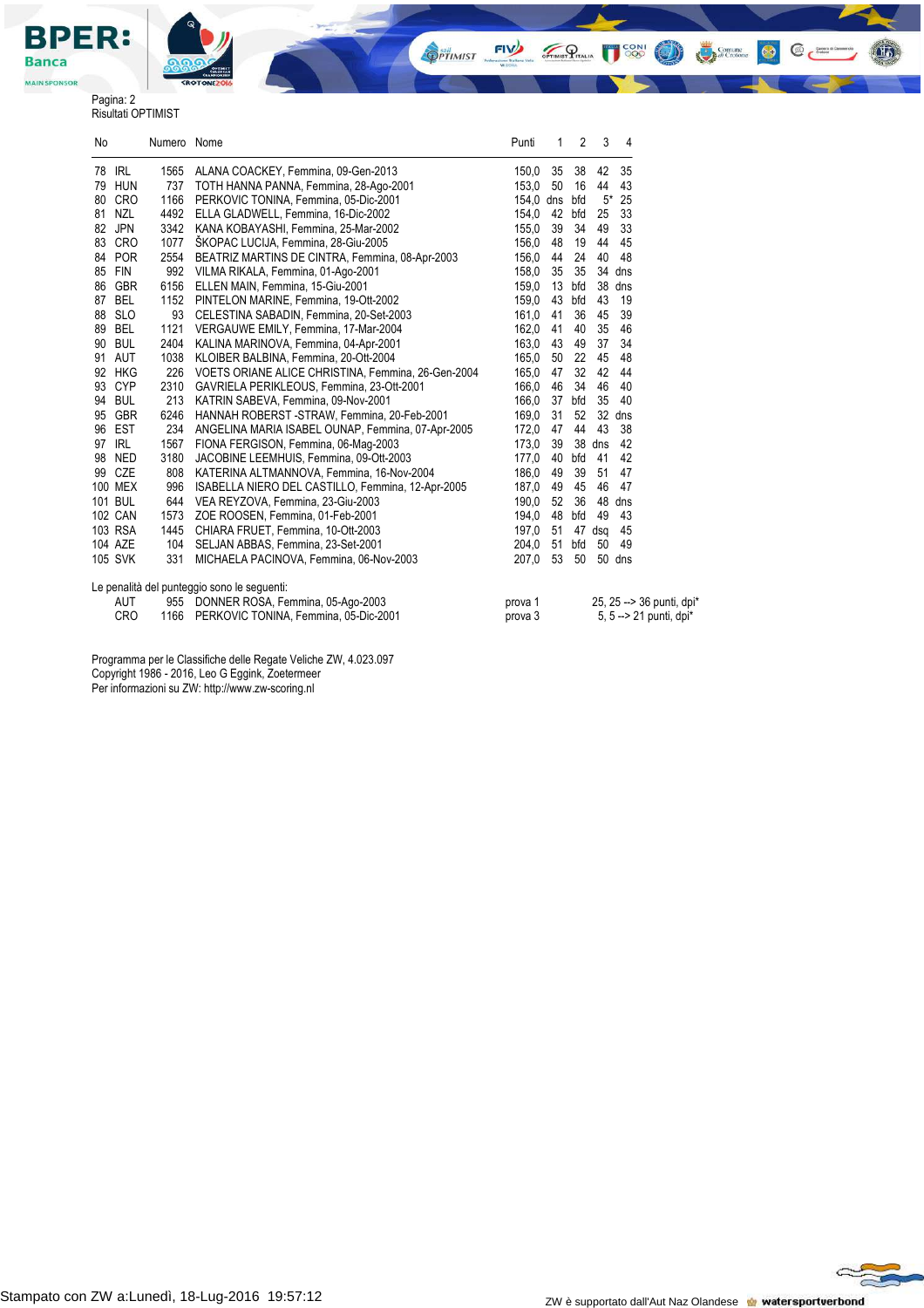Pagina: 2
Risultati OPTIMIST

| No | | Numero | Nome | Punti | 1 | 2 | 3 | 4 |
|---|---|---|---|---|---|---|---|---|
| 78 | IRL | 1565 | ALANA COACKEY, Femmina, 09-Gen-2013 | 150,0 | 35 | 38 | 42 | 35 |
| 79 | HUN | 737 | TOTH HANNA PANNA, Femmina, 28-Ago-2001 | 153,0 | 50 | 16 | 44 | 43 |
| 80 | CRO | 1166 | PERKOVIC TONINA, Femmina, 05-Dic-2001 | 154,0 | dns | bfd | 5* | 25 |
| 81 | NZL | 4492 | ELLA GLADWELL, Femmina, 16-Dic-2002 | 154,0 | 42 | bfd | 25 | 33 |
| 82 | JPN | 3342 | KANA KOBAYASHI, Femmina, 25-Mar-2002 | 155,0 | 39 | 34 | 49 | 33 |
| 83 | CRO | 1077 | ŠKOPAC LUCIJA, Femmina, 28-Giu-2005 | 156,0 | 48 | 19 | 44 | 45 |
| 84 | POR | 2554 | BEATRIZ MARTINS DE CINTRA, Femmina, 08-Apr-2003 | 156,0 | 44 | 24 | 40 | 48 |
| 85 | FIN | 992 | VILMA RIKALA, Femmina, 01-Ago-2001 | 158,0 | 35 | 35 | 34 | dns |
| 86 | GBR | 6156 | ELLEN MAIN, Femmina, 15-Giu-2001 | 159,0 | 13 | bfd | 38 | dns |
| 87 | BEL | 1152 | PINTELON MARINE, Femmina, 19-Ott-2002 | 159,0 | 43 | bfd | 43 | 19 |
| 88 | SLO | 93 | CELESTINA SABADIN, Femmina, 20-Set-2003 | 161,0 | 41 | 36 | 45 | 39 |
| 89 | BEL | 1121 | VERGAUWE EMILY, Femmina, 17-Mar-2004 | 162,0 | 41 | 40 | 35 | 46 |
| 90 | BUL | 2404 | KALINA MARINOVA, Femmina, 04-Apr-2001 | 163,0 | 43 | 49 | 37 | 34 |
| 91 | AUT | 1038 | KLOIBER BALBINA, Femmina, 20-Ott-2004 | 165,0 | 50 | 22 | 45 | 48 |
| 92 | HKG | 226 | VOETS ORIANE ALICE CHRISTINA, Femmina, 26-Gen-2004 | 165,0 | 47 | 32 | 42 | 44 |
| 93 | CYP | 2310 | GAVRIELA PERIKLEOUS, Femmina, 23-Ott-2001 | 166,0 | 46 | 34 | 46 | 40 |
| 94 | BUL | 213 | KATRIN SABEVA, Femmina, 09-Nov-2001 | 166,0 | 37 | bfd | 35 | 40 |
| 95 | GBR | 6246 | HANNAH ROBERST -STRAW, Femmina, 20-Feb-2001 | 169,0 | 31 | 52 | 32 | dns |
| 96 | EST | 234 | ANGELINA MARIA ISABEL OUNAP, Femmina, 07-Apr-2005 | 172,0 | 47 | 44 | 43 | 38 |
| 97 | IRL | 1567 | FIONA FERGISON, Femmina, 06-Mag-2003 | 173,0 | 39 | 38 | dns | 42 |
| 98 | NED | 3180 | JACOBINE LEEMHUIS, Femmina, 09-Ott-2003 | 177,0 | 40 | bfd | 41 | 42 |
| 99 | CZE | 808 | KATERINA ALTMANNOVA, Femmina, 16-Nov-2004 | 186,0 | 49 | 39 | 51 | 47 |
| 100 | MEX | 996 | ISABELLA NIERO DEL CASTILLO, Femmina, 12-Apr-2005 | 187,0 | 49 | 45 | 46 | 47 |
| 101 | BUL | 644 | VEA REYZOVA, Femmina, 23-Giu-2003 | 190,0 | 52 | 36 | 48 | dns |
| 102 | CAN | 1573 | ZOE ROOSEN, Femmina, 01-Feb-2001 | 194,0 | 48 | bfd | 49 | 43 |
| 103 | RSA | 1445 | CHIARA FRUET, Femmina, 10-Ott-2003 | 197,0 | 51 | 47 | dsq | 45 |
| 104 | AZE | 104 | SELJAN ABBAS, Femmina, 23-Set-2001 | 204,0 | 51 | bfd | 50 | 49 |
| 105 | SVK | 331 | MICHAELA PACINOVA, Femmina, 06-Nov-2003 | 207,0 | 53 | 50 | 50 | dns |

Le penalità del punteggio sono le seguenti:

| | | | | |
|---|---|---|---|---|
| AUT | 955 | DONNER ROSA, Femmina, 05-Ago-2003 | prova 1 | 25, 25 --> 36 punti, dpi* |
| CRO | 1166 | PERKOVIC TONINA, Femmina, 05-Dic-2001 | prova 3 | 5, 5 --> 21 punti, dpi* |

Programma per le Classifiche delle Regate Veliche ZW, 4.023.097
Copyright 1986 - 2016, Leo G Eggink, Zoetermeer
Per informazioni su ZW: http://www.zw-scoring.nl

Stampato con ZW a:Lunedì, 18-Lug-2016 19:57:12

ZW è supportato dall'Aut Naz Olandese watersportverbond